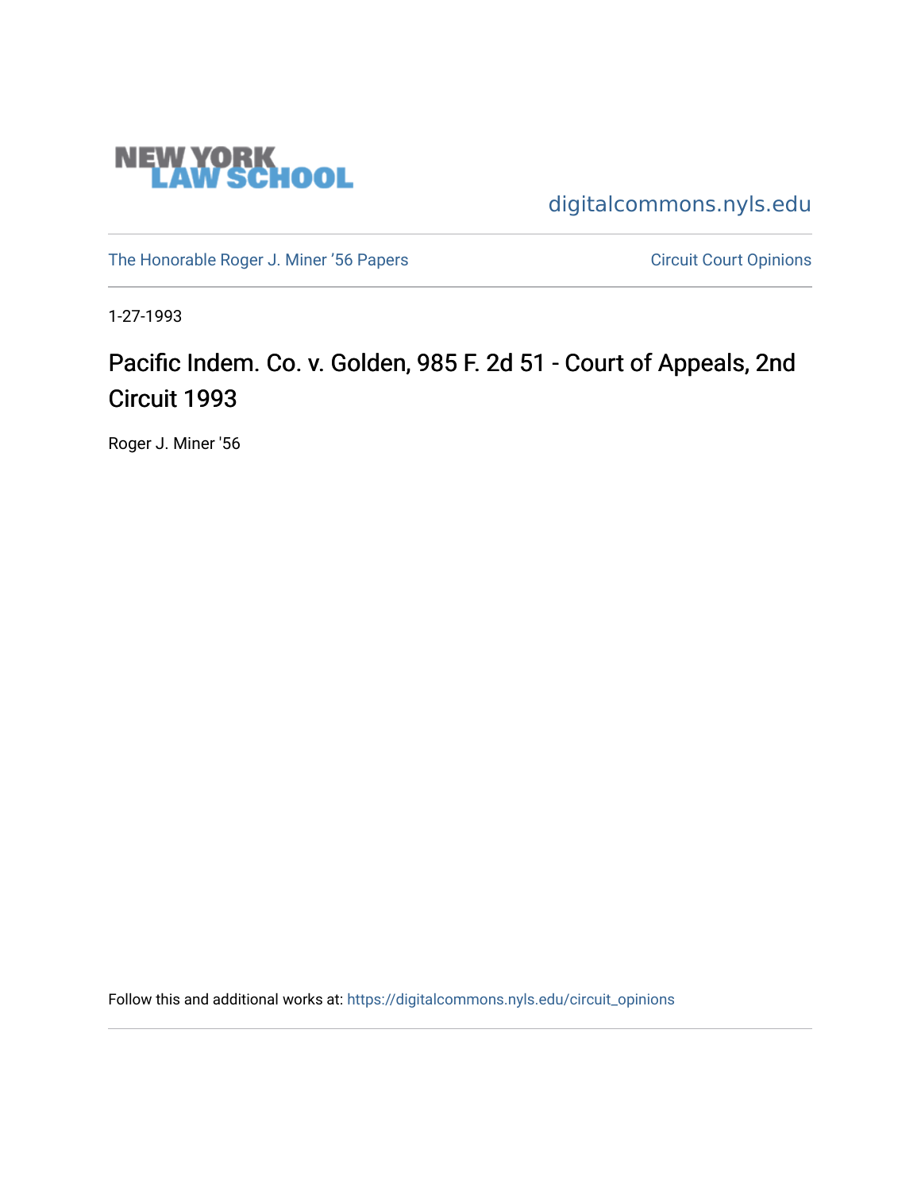NEW YORK LAW SCHOOL

digitalcommons.nyls.edu

The Honorable Roger J. Miner '56 Papers

Circuit Court Opinions

1-27-1993

# Pacific Indem. Co. v. Golden, 985 F. 2d 51 - Court of Appeals, 2nd Circuit 1993

Roger J. Miner '56

Follow this and additional works at: https://digitalcommons.nyls.edu/circuit_opinions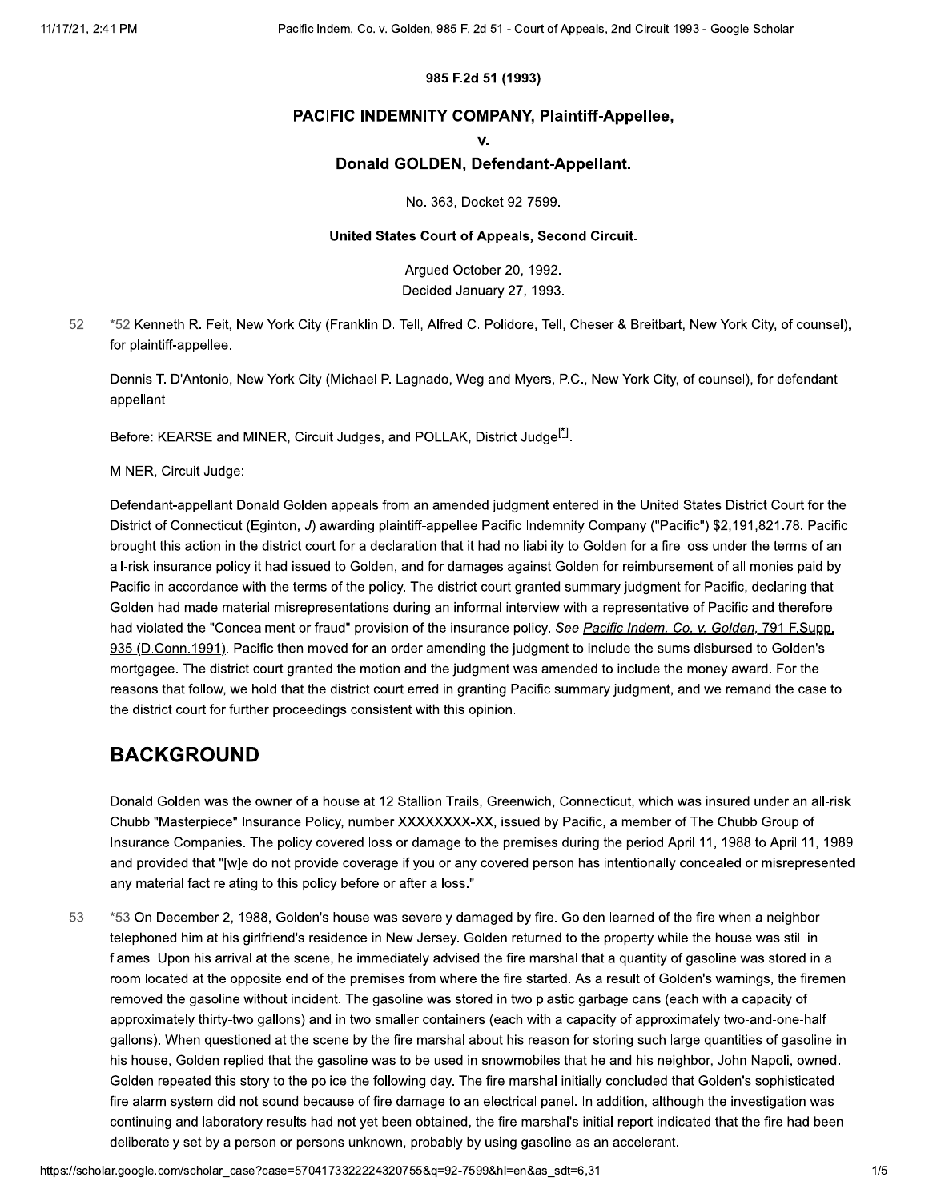985 F.2d 51 (1993)

**PACIFIC INDEMNITY COMPANY, Plaintiff-Appellee,**

**v.**

**Donald GOLDEN, Defendant-Appellant.**

No. 363, Docket 92-7599.

**United States Court of Appeals, Second Circuit.**

Argued October 20, 1992.
Decided January 27, 1993.

*52 Kenneth R. Feit, New York City (Franklin D. Tell, Alfred C. Polidore, Tell, Cheser & Breitbart, New York City, of counsel), for plaintiff-appellee.

Dennis T. D'Antonio, New York City (Michael P. Lagnado, Weg and Myers, P.C., New York City, of counsel), for defendant-appellant.

Before: KEARSE and MINER, Circuit Judges, and POLLAK, District Judge[*].

MINER, Circuit Judge:

Defendant-appellant Donald Golden appeals from an amended judgment entered in the United States District Court for the District of Connecticut (Eginton, *J*) awarding plaintiff-appellee Pacific Indemnity Company ("Pacific") $2,191,821.78. Pacific brought this action in the district court for a declaration that it had no liability to Golden for a fire loss under the terms of an all-risk insurance policy it had issued to Golden, and for damages against Golden for reimbursement of all monies paid by Pacific in accordance with the terms of the policy. The district court granted summary judgment for Pacific, declaring that Golden had made material misrepresentations during an informal interview with a representative of Pacific and therefore had violated the "Concealment or fraud" provision of the insurance policy. *See Pacific Indem. Co. v. Golden,* 791 F.Supp. 935 (D.Conn.1991). Pacific then moved for an order amending the judgment to include the sums disbursed to Golden's mortgagee. The district court granted the motion and the judgment was amended to include the money award. For the reasons that follow, we hold that the district court erred in granting Pacific summary judgment, and we remand the case to the district court for further proceedings consistent with this opinion.

## BACKGROUND

Donald Golden was the owner of a house at 12 Stallion Trails, Greenwich, Connecticut, which was insured under an all-risk Chubb "Masterpiece" Insurance Policy, number XXXXXXXX-XX, issued by Pacific, a member of The Chubb Group of Insurance Companies. The policy covered loss or damage to the premises during the period April 11, 1988 to April 11, 1989 and provided that "[w]e do not provide coverage if you or any covered person has intentionally concealed or misrepresented any material fact relating to this policy before or after a loss."

*53 On December 2, 1988, Golden's house was severely damaged by fire. Golden learned of the fire when a neighbor telephoned him at his girlfriend's residence in New Jersey. Golden returned to the property while the house was still in flames. Upon his arrival at the scene, he immediately advised the fire marshal that a quantity of gasoline was stored in a room located at the opposite end of the premises from where the fire started. As a result of Golden's warnings, the firemen removed the gasoline without incident. The gasoline was stored in two plastic garbage cans (each with a capacity of approximately thirty-two gallons) and in two smaller containers (each with a capacity of approximately two-and-one-half gallons). When questioned at the scene by the fire marshal about his reason for storing such large quantities of gasoline in his house, Golden replied that the gasoline was to be used in snowmobiles that he and his neighbor, John Napoli, owned. Golden repeated this story to the police the following day. The fire marshal initially concluded that Golden's sophisticated fire alarm system did not sound because of fire damage to an electrical panel. In addition, although the investigation was continuing and laboratory results had not yet been obtained, the fire marshal's initial report indicated that the fire had been deliberately set by a person or persons unknown, probably by using gasoline as an accelerant.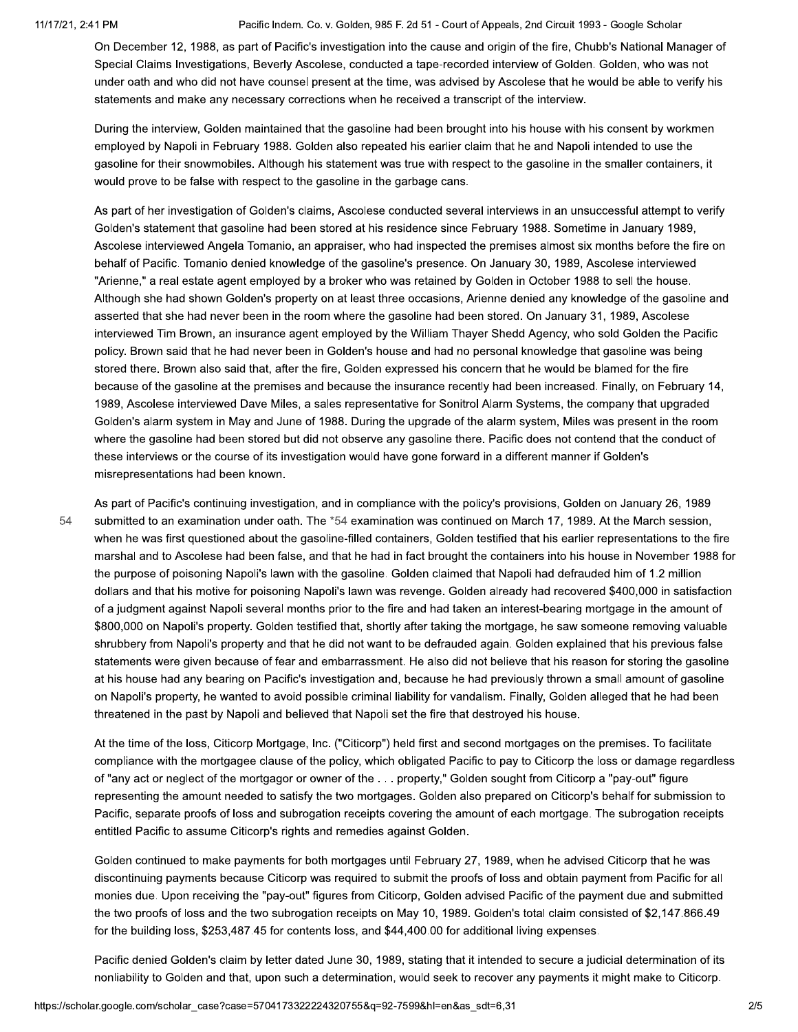On December 12, 1988, as part of Pacific's investigation into the cause and origin of the fire, Chubb's National Manager of Special Claims Investigations, Beverly Ascolese, conducted a tape-recorded interview of Golden. Golden, who was not under oath and who did not have counsel present at the time, was advised by Ascolese that he would be able to verify his statements and make any necessary corrections when he received a transcript of the interview.

During the interview, Golden maintained that the gasoline had been brought into his house with his consent by workmen employed by Napoli in February 1988. Golden also repeated his earlier claim that he and Napoli intended to use the gasoline for their snowmobiles. Although his statement was true with respect to the gasoline in the smaller containers, it would prove to be false with respect to the gasoline in the garbage cans.

As part of her investigation of Golden's claims, Ascolese conducted several interviews in an unsuccessful attempt to verify Golden's statement that gasoline had been stored at his residence since February 1988. Sometime in January 1989, Ascolese interviewed Angela Tomanio, an appraiser, who had inspected the premises almost six months before the fire on behalf of Pacific. Tomanio denied knowledge of the gasoline's presence. On January 30, 1989, Ascolese interviewed "Arienne," a real estate agent employed by a broker who was retained by Golden in October 1988 to sell the house. Although she had shown Golden's property on at least three occasions, Arienne denied any knowledge of the gasoline and asserted that she had never been in the room where the gasoline had been stored. On January 31, 1989, Ascolese interviewed Tim Brown, an insurance agent employed by the William Thayer Shedd Agency, who sold Golden the Pacific policy. Brown said that he had never been in Golden's house and had no personal knowledge that gasoline was being stored there. Brown also said that, after the fire, Golden expressed his concern that he would be blamed for the fire because of the gasoline at the premises and because the insurance recently had been increased. Finally, on February 14, 1989, Ascolese interviewed Dave Miles, a sales representative for Sonitrol Alarm Systems, the company that upgraded Golden's alarm system in May and June of 1988. During the upgrade of the alarm system, Miles was present in the room where the gasoline had been stored but did not observe any gasoline there. Pacific does not contend that the conduct of these interviews or the course of its investigation would have gone forward in a different manner if Golden's misrepresentations had been known.

As part of Pacific's continuing investigation, and in compliance with the policy's provisions, Golden on January 26, 1989 submitted to an examination under oath. The *54 examination was continued on March 17, 1989. At the March session, when he was first questioned about the gasoline-filled containers, Golden testified that his earlier representations to the fire marshal and to Ascolese had been false, and that he had in fact brought the containers into his house in November 1988 for the purpose of poisoning Napoli's lawn with the gasoline. Golden claimed that Napoli had defrauded him of 1.2 million dollars and that his motive for poisoning Napoli's lawn was revenge. Golden already had recovered $400,000 in satisfaction of a judgment against Napoli several months prior to the fire and had taken an interest-bearing mortgage in the amount of $800,000 on Napoli's property. Golden testified that, shortly after taking the mortgage, he saw someone removing valuable shrubbery from Napoli's property and that he did not want to be defrauded again. Golden explained that his previous false statements were given because of fear and embarrassment. He also did not believe that his reason for storing the gasoline at his house had any bearing on Pacific's investigation and, because he had previously thrown a small amount of gasoline on Napoli's property, he wanted to avoid possible criminal liability for vandalism. Finally, Golden alleged that he had been threatened in the past by Napoli and believed that Napoli set the fire that destroyed his house.

At the time of the loss, Citicorp Mortgage, Inc. ("Citicorp") held first and second mortgages on the premises. To facilitate compliance with the mortgagee clause of the policy, which obligated Pacific to pay to Citicorp the loss or damage regardless of "any act or neglect of the mortgagor or owner of the . . . property," Golden sought from Citicorp a "pay-out" figure representing the amount needed to satisfy the two mortgages. Golden also prepared on Citicorp's behalf for submission to Pacific, separate proofs of loss and subrogation receipts covering the amount of each mortgage. The subrogation receipts entitled Pacific to assume Citicorp's rights and remedies against Golden.

Golden continued to make payments for both mortgages until February 27, 1989, when he advised Citicorp that he was discontinuing payments because Citicorp was required to submit the proofs of loss and obtain payment from Pacific for all monies due. Upon receiving the "pay-out" figures from Citicorp, Golden advised Pacific of the payment due and submitted the two proofs of loss and the two subrogation receipts on May 10, 1989. Golden's total claim consisted of $2,147,866.49 for the building loss, $253,487.45 for contents loss, and $44,400.00 for additional living expenses.

Pacific denied Golden's claim by letter dated June 30, 1989, stating that it intended to secure a judicial determination of its nonliability to Golden and that, upon such a determination, would seek to recover any payments it might make to Citicorp.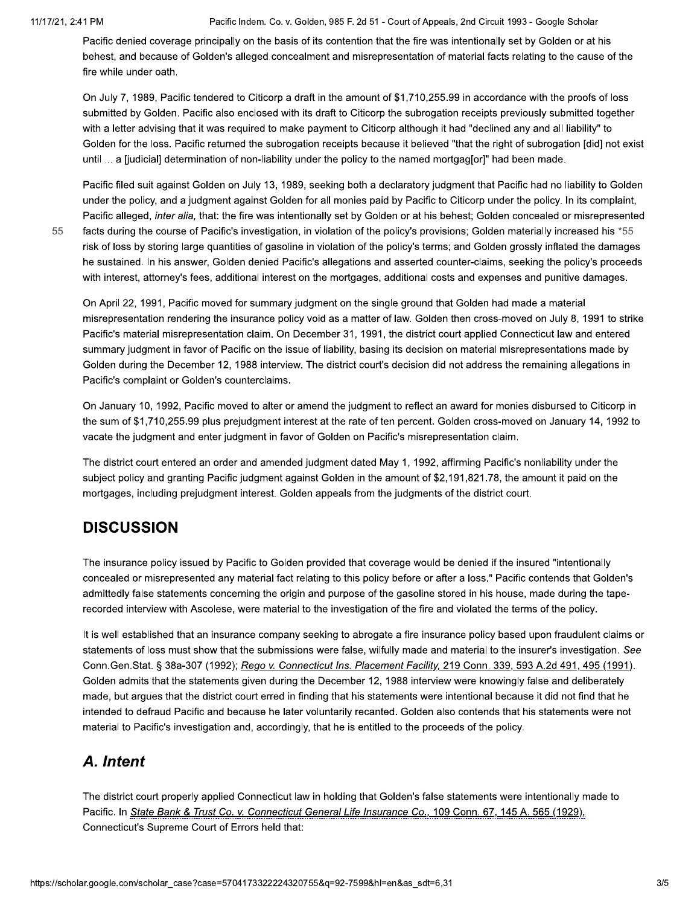Pacific denied coverage principally on the basis of its contention that the fire was intentionally set by Golden or at his behest, and because of Golden's alleged concealment and misrepresentation of material facts relating to the cause of the fire while under oath.

On July 7, 1989, Pacific tendered to Citicorp a draft in the amount of $1,710,255.99 in accordance with the proofs of loss submitted by Golden. Pacific also enclosed with its draft to Citicorp the subrogation receipts previously submitted together with a letter advising that it was required to make payment to Citicorp although it had "declined any and all liability" to Golden for the loss. Pacific returned the subrogation receipts because it believed "that the right of subrogation [did] not exist until ... a [judicial] determination of non-liability under the policy to the named mortgag[or]" had been made.

Pacific filed suit against Golden on July 13, 1989, seeking both a declaratory judgment that Pacific had no liability to Golden under the policy, and a judgment against Golden for all monies paid by Pacific to Citicorp under the policy. In its complaint, Pacific alleged, *inter alia,* that: the fire was intentionally set by Golden or at his behest; Golden concealed or misrepresented facts during the course of Pacific's investigation, in violation of the policy's provisions; Golden materially increased his *55 risk of loss by storing large quantities of gasoline in violation of the policy's terms; and Golden grossly inflated the damages he sustained. In his answer, Golden denied Pacific's allegations and asserted counter-claims, seeking the policy's proceeds with interest, attorney's fees, additional interest on the mortgages, additional costs and expenses and punitive damages.

On April 22, 1991, Pacific moved for summary judgment on the single ground that Golden had made a material misrepresentation rendering the insurance policy void as a matter of law. Golden then cross-moved on July 8, 1991 to strike Pacific's material misrepresentation claim. On December 31, 1991, the district court applied Connecticut law and entered summary judgment in favor of Pacific on the issue of liability, basing its decision on material misrepresentations made by Golden during the December 12, 1988 interview. The district court's decision did not address the remaining allegations in Pacific's complaint or Golden's counterclaims.

On January 10, 1992, Pacific moved to alter or amend the judgment to reflect an award for monies disbursed to Citicorp in the sum of $1,710,255.99 plus prejudgment interest at the rate of ten percent. Golden cross-moved on January 14, 1992 to vacate the judgment and enter judgment in favor of Golden on Pacific's misrepresentation claim.

The district court entered an order and amended judgment dated May 1, 1992, affirming Pacific's nonliability under the subject policy and granting Pacific judgment against Golden in the amount of $2,191,821.78, the amount it paid on the mortgages, including prejudgment interest. Golden appeals from the judgments of the district court.

## DISCUSSION

The insurance policy issued by Pacific to Golden provided that coverage would be denied if the insured "intentionally concealed or misrepresented any material fact relating to this policy before or after a loss." Pacific contends that Golden's admittedly false statements concerning the origin and purpose of the gasoline stored in his house, made during the tape-recorded interview with Ascolese, were material to the investigation of the fire and violated the terms of the policy.

It is well established that an insurance company seeking to abrogate a fire insurance policy based upon fraudulent claims or statements of loss must show that the submissions were false, wilfully made and material to the insurer's investigation. *See* Conn.Gen.Stat. § 38a-307 (1992); *Rego v. Connecticut Ins. Placement Facility,* 219 Conn. 339, 593 A.2d 491, 495 (1991). Golden admits that the statements given during the December 12, 1988 interview were knowingly false and deliberately made, but argues that the district court erred in finding that his statements were intentional because it did not find that he intended to defraud Pacific and because he later voluntarily recanted. Golden also contends that his statements were not material to Pacific's investigation and, accordingly, that he is entitled to the proceeds of the policy.

### *A. Intent*

The district court properly applied Connecticut law in holding that Golden's false statements were intentionally made to Pacific. In *State Bank & Trust Co. v. Connecticut General Life Insurance Co.,* 109 Conn. 67, 145 A. 565 (1929), Connecticut's Supreme Court of Errors held that: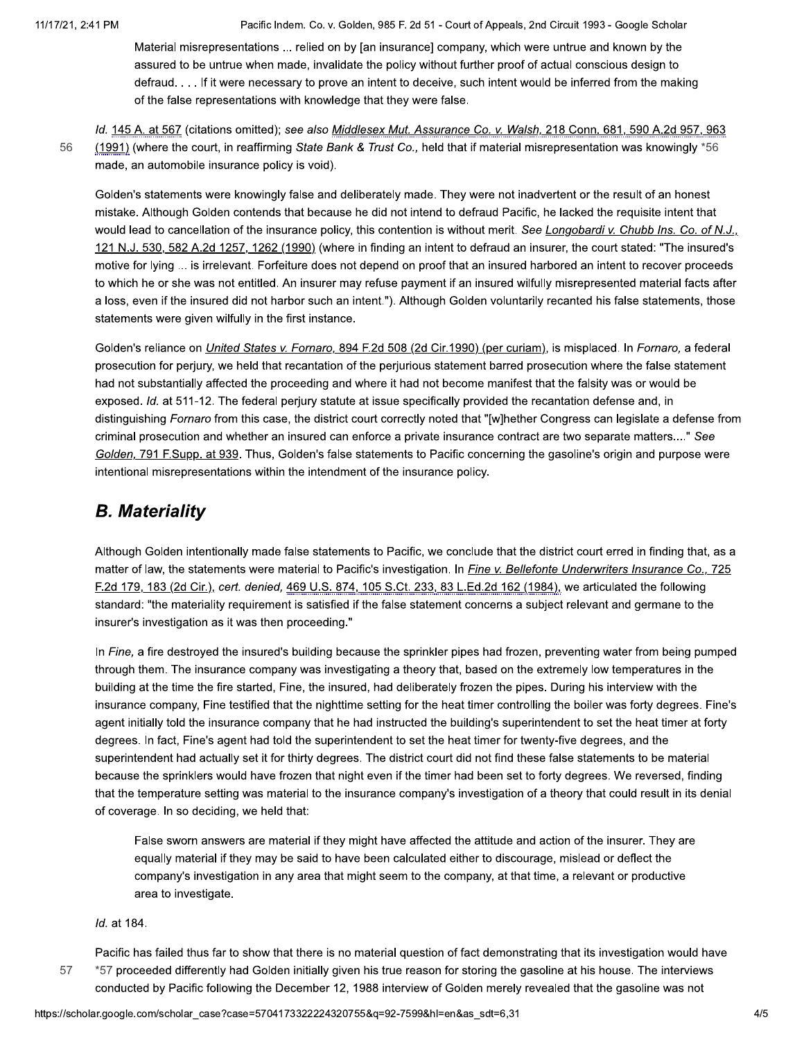> Material misrepresentations ... relied on by [an insurance] company, which were untrue and known by the assured to be untrue when made, invalidate the policy without further proof of actual conscious design to defraud. . . . If it were necessary to prove an intent to deceive, such intent would be inferred from the making of the false representations with knowledge that they were false.

*Id.* 145 A. at 567 (citations omitted); *see also* Middlesex Mut. Assurance Co. v. Walsh, 218 Conn. 681, 590 A.2d 957, 963 (1991) (where the court, in reaffirming *State Bank & Trust Co.,* held that if material misrepresentation was knowingly *56 made, an automobile insurance policy is void).

Golden's statements were knowingly false and deliberately made. They were not inadvertent or the result of an honest mistake. Although Golden contends that because he did not intend to defraud Pacific, he lacked the requisite intent that would lead to cancellation of the insurance policy, this contention is without merit. *See* Longobardi v. Chubb Ins. Co. of N.J., 121 N.J. 530, 582 A.2d 1257, 1262 (1990) (where in finding an intent to defraud an insurer, the court stated: "The insured's motive for lying ... is irrelevant. Forfeiture does not depend on proof that an insured harbored an intent to recover proceeds to which he or she was not entitled. An insurer may refuse payment if an insured wilfully misrepresented material facts after a loss, even if the insured did not harbor such an intent."). Although Golden voluntarily recanted his false statements, those statements were given wilfully in the first instance.

Golden's reliance on *United States v. Fornaro,* 894 F.2d 508 (2d Cir.1990) (per curiam), is misplaced. In *Fornaro,* a federal prosecution for perjury, we held that recantation of the perjurious statement barred prosecution where the false statement had not substantially affected the proceeding and where it had not become manifest that the falsity was or would be exposed. *Id.* at 511-12. The federal perjury statute at issue specifically provided the recantation defense and, in distinguishing *Fornaro* from this case, the district court correctly noted that "[w]hether Congress can legislate a defense from criminal prosecution and whether an insured can enforce a private insurance contract are two separate matters...." *See* Golden, 791 F.Supp. at 939. Thus, Golden's false statements to Pacific concerning the gasoline's origin and purpose were intentional misrepresentations within the intendment of the insurance policy.

## B. Materiality

Although Golden intentionally made false statements to Pacific, we conclude that the district court erred in finding that, as a matter of law, the statements were material to Pacific's investigation. In *Fine v. Bellefonte Underwriters Insurance Co.,* 725 F.2d 179, 183 (2d Cir.), *cert. denied,* 469 U.S. 874, 105 S.Ct. 233, 83 L.Ed.2d 162 (1984), we articulated the following standard: "the materiality requirement is satisfied if the false statement concerns a subject relevant and germane to the insurer's investigation as it was then proceeding."

In *Fine,* a fire destroyed the insured's building because the sprinkler pipes had frozen, preventing water from being pumped through them. The insurance company was investigating a theory that, based on the extremely low temperatures in the building at the time the fire started, Fine, the insured, had deliberately frozen the pipes. During his interview with the insurance company, Fine testified that the nighttime setting for the heat timer controlling the boiler was forty degrees. Fine's agent initially told the insurance company that he had instructed the building's superintendent to set the heat timer at forty degrees. In fact, Fine's agent had told the superintendent to set the heat timer for twenty-five degrees, and the superintendent had actually set it for thirty degrees. The district court did not find these false statements to be material because the sprinklers would have frozen that night even if the timer had been set to forty degrees. We reversed, finding that the temperature setting was material to the insurance company's investigation of a theory that could result in its denial of coverage. In so deciding, we held that:

> False sworn answers are material if they might have affected the attitude and action of the insurer. They are equally material if they may be said to have been calculated either to discourage, mislead or deflect the company's investigation in any area that might seem to the company, at that time, a relevant or productive area to investigate.

*Id.* at 184.

Pacific has failed thus far to show that there is no material question of fact demonstrating that its investigation would have *57 proceeded differently had Golden initially given his true reason for storing the gasoline at his house. The interviews conducted by Pacific following the December 12, 1988 interview of Golden merely revealed that the gasoline was not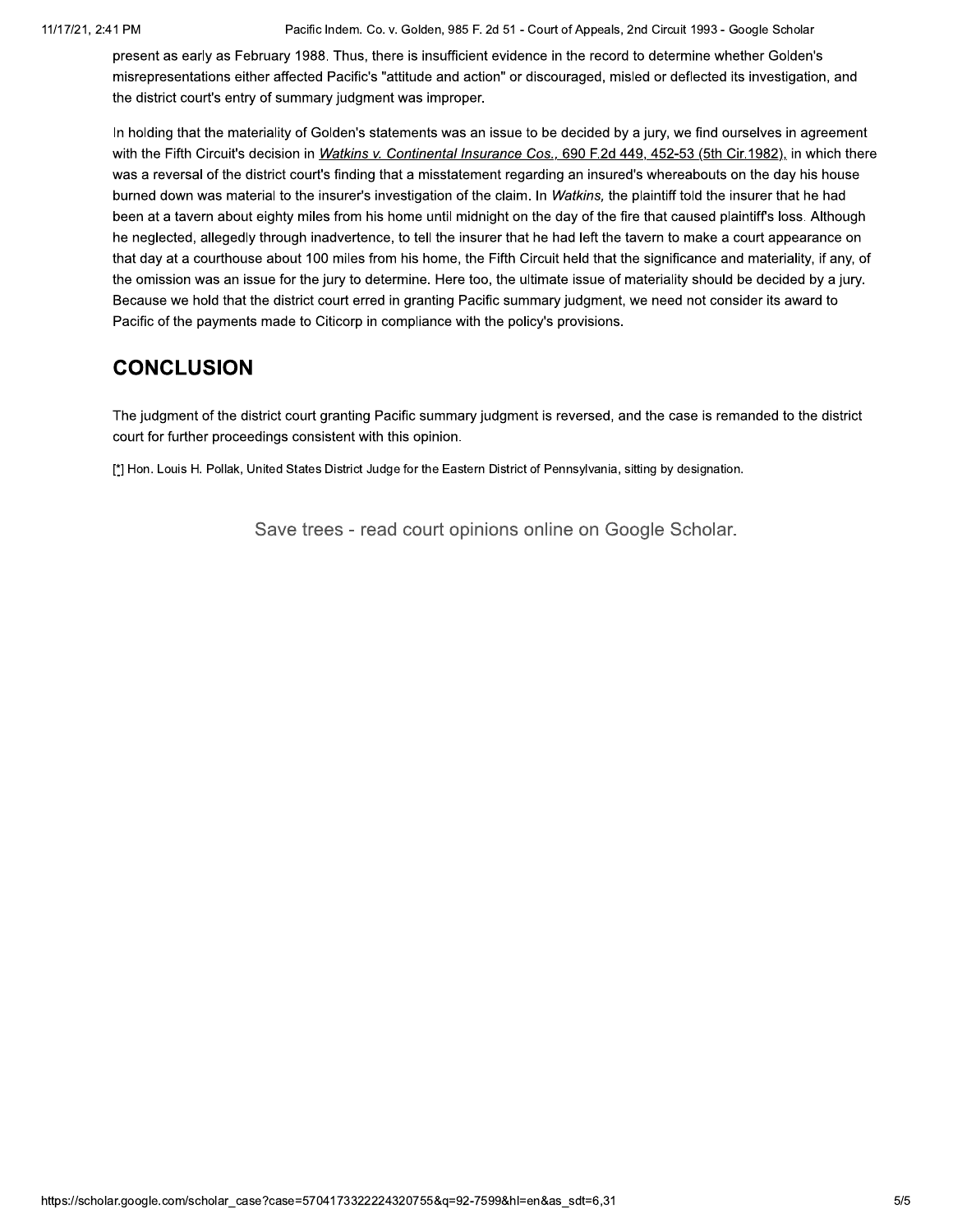present as early as February 1988. Thus, there is insufficient evidence in the record to determine whether Golden's misrepresentations either affected Pacific's "attitude and action" or discouraged, misled or deflected its investigation, and the district court's entry of summary judgment was improper.

In holding that the materiality of Golden's statements was an issue to be decided by a jury, we find ourselves in agreement with the Fifth Circuit's decision in *Watkins v. Continental Insurance Cos.*, 690 F.2d 449, 452-53 (5th Cir.1982), in which there was a reversal of the district court's finding that a misstatement regarding an insured's whereabouts on the day his house burned down was material to the insurer's investigation of the claim. In *Watkins,* the plaintiff told the insurer that he had been at a tavern about eighty miles from his home until midnight on the day of the fire that caused plaintiff's loss. Although he neglected, allegedly through inadvertence, to tell the insurer that he had left the tavern to make a court appearance on that day at a courthouse about 100 miles from his home, the Fifth Circuit held that the significance and materiality, if any, of the omission was an issue for the jury to determine. Here too, the ultimate issue of materiality should be decided by a jury. Because we hold that the district court erred in granting Pacific summary judgment, we need not consider its award to Pacific of the payments made to Citicorp in compliance with the policy's provisions.

## CONCLUSION

The judgment of the district court granting Pacific summary judgment is reversed, and the case is remanded to the district court for further proceedings consistent with this opinion.

[*] Hon. Louis H. Pollak, United States District Judge for the Eastern District of Pennsylvania, sitting by designation.

Save trees - read court opinions online on Google Scholar.